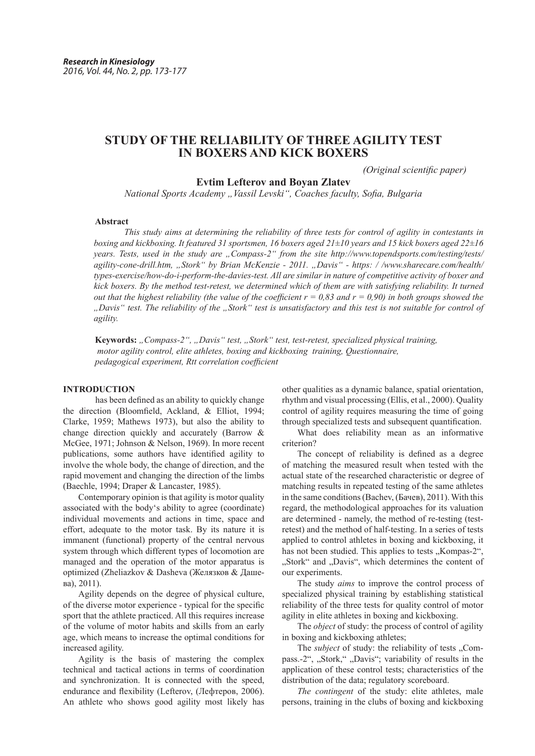*Research in Kinesiology*
*2016, Vol. 44, No. 2, pp. 173-177*

# STUDY OF THE RELIABILITY OF THREE AGILITY TEST IN BOXERS AND KICK BOXERS

*(Original scientific paper)*

**Evtim Lefterov and Boyan Zlatev**

*National Sports Academy „Vassil Levski", Coaches faculty, Sofia, Bulgaria*

**Abstract**

*This study aims at determining the reliability of three tests for control of agility in contestants in boxing and kickboxing. It featured 31 sportsmen, 16 boxers aged 21±10 years and 15 kick boxers aged 22±16 years. Tests, used in the study are „Compass-2" from the site http://www.topendsports.com/testing/tests/agility-cone-drill.htm, „Stork" by Brian McKenzie - 2011. „Davis" - https: / /www.sharecare.com/health/types-exercise/how-do-i-perform-the-davies-test. All are similar in nature of competitive activity of boxer and kick boxers. By the method test-retest, we determined which of them are with satisfying reliability. It turned out that the highest reliability (the value of the coefficient r = 0,83 and r = 0,90) in both groups showed the „Davis" test. The reliability of the „Stork" test is unsatisfactory and this test is not suitable for control of agility.*

**Keywords:** *„Compass-2", „Davis" test, „Stork" test, test-retest, specialized physical training, motor agility control, elite athletes, boxing and kickboxing training, Questionnaire, pedagogical experiment, Rtt correlation coefficient*

## INTRODUCTION

has been defined as an ability to quickly change the direction (Bloomfield, Ackland, & Elliot, 1994; Clarke, 1959; Mathews 1973), but also the ability to change direction quickly and accurately (Barrow & McGee, 1971; Johnson & Nelson, 1969). In more recent publications, some authors have identified agility to involve the whole body, the change of direction, and the rapid movement and changing the direction of the limbs (Baechle, 1994; Draper & Lancaster, 1985).

Contemporary opinion is that agility is motor quality associated with the body's ability to agree (coordinate) individual movements and actions in time, space and effort, adequate to the motor task. By its nature it is immanent (functional) property of the central nervous system through which different types of locomotion are managed and the operation of the motor apparatus is optimized (Zheliazkov & Dasheva (Желязков & Дашева), 2011).

Agility depends on the degree of physical culture, of the diverse motor experience - typical for the specific sport that the athlete practiced. All this requires increase of the volume of motor habits and skills from an early age, which means to increase the optimal conditions for increased agility.

Agility is the basis of mastering the complex technical and tactical actions in terms of coordination and synchronization. It is connected with the speed, endurance and flexibility (Lefterov, (Лефтеров, 2006). An athlete who shows good agility most likely has other qualities as a dynamic balance, spatial orientation, rhythm and visual processing (Ellis, et al., 2000). Quality control of agility requires measuring the time of going through specialized tests and subsequent quantification.

What does reliability mean as an informative criterion?

The concept of reliability is defined as a degree of matching the measured result when tested with the actual state of the researched characteristic or degree of matching results in repeated testing of the same athletes in the same conditions (Bachev, (Бачев), 2011). With this regard, the methodological approaches for its valuation are determined - namely, the method of re-testing (test-retest) and the method of half-testing. In a series of tests applied to control athletes in boxing and kickboxing, it has not been studied. This applies to tests „Kompas-2", „Stork" and „Davis", which determines the content of our experiments.

The study *aims* to improve the control process of specialized physical training by establishing statistical reliability of the three tests for quality control of motor agility in elite athletes in boxing and kickboxing.

The *object* of study: the process of control of agility in boxing and kickboxing athletes;

The *subject* of study: the reliability of tests „Compass.-2", „Stork," „Davis"; variability of results in the application of these control tests; characteristics of the distribution of the data; regulatory scoreboard.

*The contingent* of the study: elite athletes, male persons, training in the clubs of boxing and kickboxing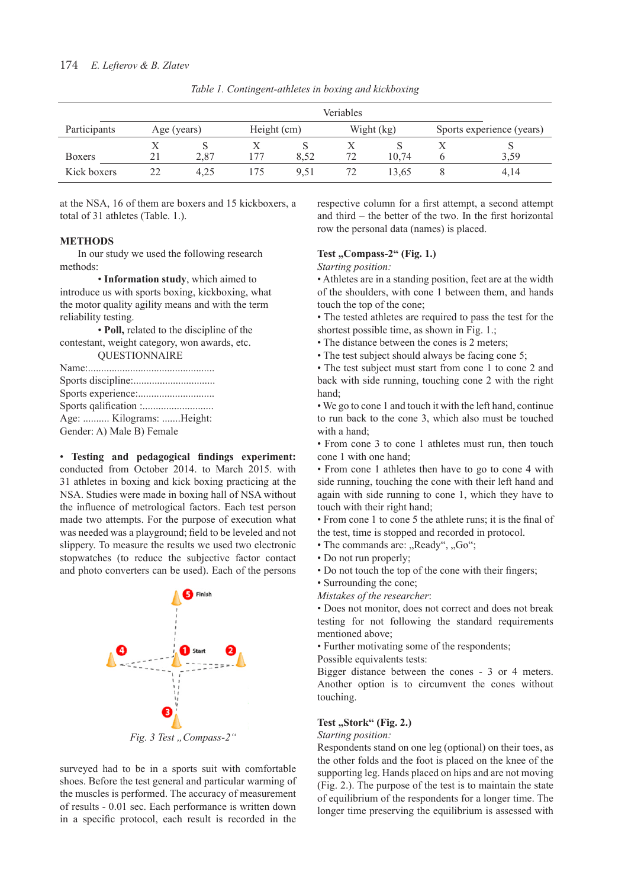Table 1. Contingent-athletes in boxing and kickboxing

| Participants | Veriables | | | | | | | |
|---|---|---|---|---|---|---|---|---|
| | Age (years) | | Height (cm) | | Wight (kg) | | Sports experience (years) | |
| | X | S | X | S | X | S | X | S |
| Boxers | 21 | 2,87 | 177 | 8,52 | 72 | 10,74 | 6 | 3,59 |
| Kick boxers | 22 | 4,25 | 175 | 9,51 | 72 | 13,65 | 8 | 4,14 |

at the NSA, 16 of them are boxers and 15 kickboxers, a total of 31 athletes (Table. 1.).

## METHODS

In our study we used the following research methods:

• **Information study**, which aimed to introduce us with sports boxing, kickboxing, what the motor quality agility means and with the term reliability testing.

• **Poll,** related to the discipline of the contestant, weight category, won awards, etc.

QUESTIONNAIRE

Name:................................................
Sports discipline:...............................
Sports experience:.............................
Sports qalification :...........................
Age: .......... Kilograms: .......Height:
Gender: A) Male B) Female

• **Testing and pedagogical findings experiment:** conducted from October 2014. to March 2015. with 31 athletes in boxing and kick boxing practicing at the NSA. Studies were made in boxing hall of NSA without the influence of metrological factors. Each test person made two attempts. For the purpose of execution what was needed was a playground; field to be leveled and not slippery. To measure the results we used two electronic stopwatches (to reduce the subjective factor contact and photo converters can be used). Each of the persons

*Fig. 3 Test „Compass-2“*

surveyed had to be in a sports suit with comfortable shoes. Before the test general and particular warming of the muscles is performed. The accuracy of measurement of results - 0.01 sec. Each performance is written down in a specific protocol, each result is recorded in the respective column for a first attempt, a second attempt and third – the better of the two. In the first horizontal row the personal data (names) is placed.

### Test „Compass-2“ (Fig. 1.)

*Starting position:*

• Athletes are in a standing position, feet are at the width of the shoulders, with cone 1 between them, and hands touch the top of the cone;
• The tested athletes are required to pass the test for the shortest possible time, as shown in Fig. 1.;
• The distance between the cones is 2 meters;
• The test subject should always be facing cone 5;
• The test subject must start from cone 1 to cone 2 and back with side running, touching cone 2 with the right hand;
• We go to cone 1 and touch it with the left hand, continue to run back to the cone 3, which also must be touched with a hand;
• From cone 3 to cone 1 athletes must run, then touch cone 1 with one hand;
• From cone 1 athletes then have to go to cone 4 with side running, touching the cone with their left hand and again with side running to cone 1, which they have to touch with their right hand;
• From cone 1 to cone 5 the athlete runs; it is the final of the test, time is stopped and recorded in protocol.
• The commands are: „Ready“, „Go“;
• Do not run properly;
• Do not touch the top of the cone with their fingers;
• Surrounding the cone;

*Mistakes of the researcher*:

• Does not monitor, does not correct and does not break testing for not following the standard requirements mentioned above;
• Further motivating some of the respondents;

Possible equivalents tests:

Bigger distance between the cones - 3 or 4 meters. Another option is to circumvent the cones without touching.

### Test „Stork“ (Fig. 2.)

*Starting position:*

Respondents stand on one leg (optional) on their toes, as the other folds and the foot is placed on the knee of the supporting leg. Hands placed on hips and are not moving (Fig. 2.). The purpose of the test is to maintain the state of equilibrium of the respondents for a longer time. The longer time preserving the equilibrium is assessed with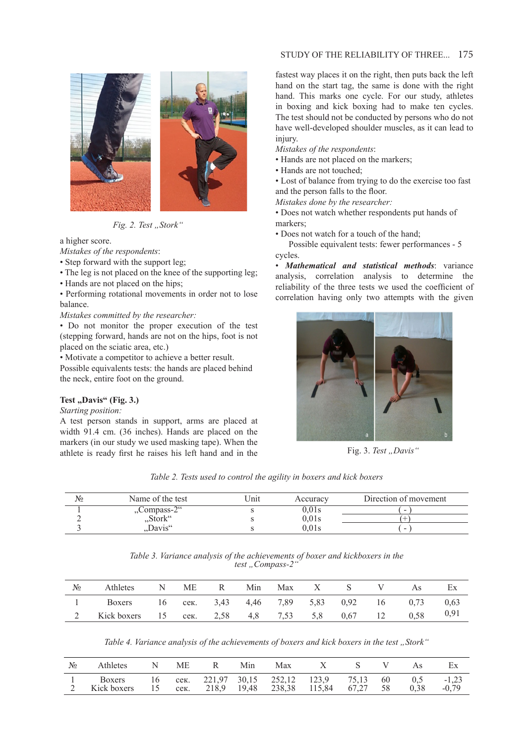Fig. 2. *Test „Stork"*

a higher score.

*Mistakes of the respondents*:

• Step forward with the support leg;
• The leg is not placed on the knee of the supporting leg;
• Hands are not placed on the hips;
• Performing rotational movements in order not to lose balance.

*Mistakes committed by the researcher:*

• Do not monitor the proper execution of the test (stepping forward, hands are not on the hips, foot is not placed on the sciatic area, etc.)
• Motivate a competitor to achieve a better result.

Possible equivalents tests: the hands are placed behind the neck, entire foot on the ground.

**Test „Davis" (Fig. 3.)**

*Starting position:*

A test person stands in support, arms are placed at width 91.4 cm. (36 inches). Hands are placed on the markers (in our study we used masking tape). When the athlete is ready first he raises his left hand and in the fastest way places it on the right, then puts back the left hand on the start tag, the same is done with the right hand. This marks one cycle. For our study, athletes in boxing and kick boxing had to make ten cycles. The test should not be conducted by persons who do not have well-developed shoulder muscles, as it can lead to injury.

*Mistakes of the respondents*:

• Hands are not placed on the markers;
• Hands are not touched;
• Lost of balance from trying to do the exercise too fast and the person falls to the floor.

*Mistakes done by the researcher:*

• Does not watch whether respondents put hands of markers;
• Does not watch for a touch of the hand;

Possible equivalent tests: fewer performances - 5 cycles.

• ***Mathematical and statistical methods***: variance analysis, correlation analysis to determine the reliability of the three tests we used the coefficient of correlation having only two attempts with the given

Fig. 3. *Test „Davis"*

*Table 2. Tests used to control the agility in boxers and kick boxers*

| № | Name of the test | Unit | Accuracy | Direction of movement |
|---|---|---|---|---|
| 1 | „Compass-2" | s | 0,01s | ( - ) |
| 2 | „Stork" | s | 0,01s | (+) |
| 3 | „Davis" | s | 0,01s | ( - ) |

*Table 3. Variance analysis of the achievements of boxer and kickboxers in the test „Compass-2"*

| № | Athletes | N | ME | R | Min | Max | X | S | V | As | Ex |
|---|---|---|---|---|---|---|---|---|---|---|---|
| 1 | Boxers | 16 | сек. | 3,43 | 4,46 | 7,89 | 5,83 | 0,92 | 16 | 0,73 | 0,63 |
| 2 | Kick boxers | 15 | сек. | 2,58 | 4,8 | 7,53 | 5,8 | 0,67 | 12 | 0,58 | 0,91 |

*Table 4. Variance analysis of the achievements of boxers and kick boxers in the test „Stork"*

| № | Athletes | N | ME | R | Min | Max | X | S | V | As | Ex |
|---|---|---|---|---|---|---|---|---|---|---|---|
| 1 | Boxers | 16 | сек. | 221,97 | 30,15 | 252,12 | 123,9 | 75,13 | 60 | 0,5 | -1,23 |
| 2 | Kick boxers | 15 | сек. | 218,9 | 19,48 | 238,38 | 115,84 | 67,27 | 58 | 0,38 | -0,79 |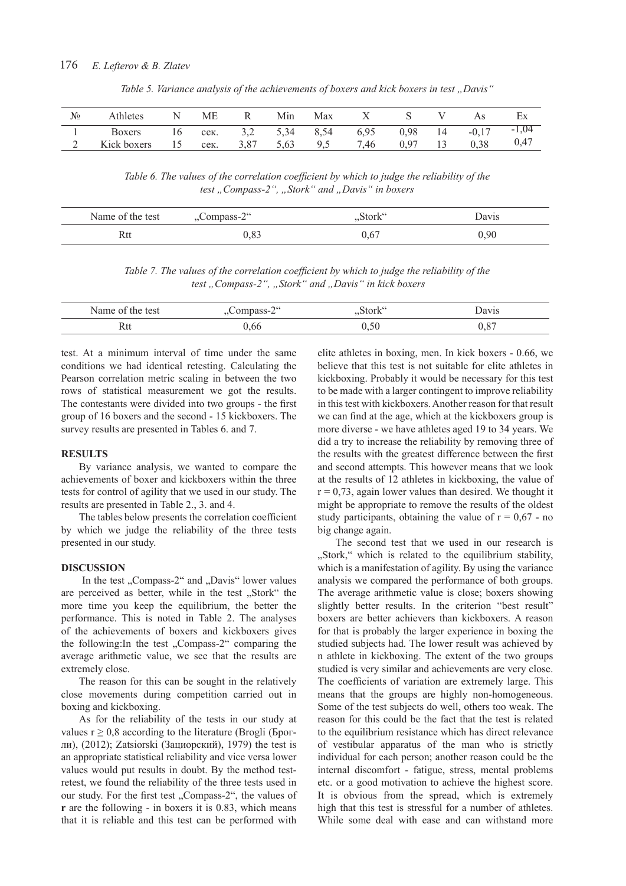*Table 5. Variance analysis of the achievements of boxers and kick boxers in test „Davis"*

| № | Athletes | N | ME | R | Min | Max | X | S | V | As | Ex |
|---|---|---|---|---|---|---|---|---|---|---|---|
| 1 | Boxers | 16 | сек. | 3,2 | 5,34 | 8,54 | 6,95 | 0,98 | 14 | -0,17 | -1,04 |
| 2 | Kick boxers | 15 | сек. | 3,87 | 5,63 | 9,5 | 7,46 | 0,97 | 13 | 0,38 | 0,47 |

*Table 6. The values of the correlation coefficient by which to judge the reliability of the test „Compass-2", „Stork" and „Davis" in boxers*

| Name of the test | „Compass-2" | „Stork" | Davis |
|---|---|---|---|
| Rtt | 0,83 | 0,67 | 0,90 |

*Table 7. The values of the correlation coefficient by which to judge the reliability of the test „Compass-2", „Stork" and „Davis" in kick boxers*

| Name of the test | „Compass-2" | „Stork" | Davis |
|---|---|---|---|
| Rtt | 0,66 | 0,50 | 0,87 |

test. At a minimum interval of time under the same conditions we had identical retesting. Calculating the Pearson correlation metric scaling in between the two rows of statistical measurement we got the results. The contestants were divided into two groups - the first group of 16 boxers and the second - 15 kickboxers. The survey results are presented in Tables 6. and 7.

## RESULTS

By variance analysis, we wanted to compare the achievements of boxer and kickboxers within the three tests for control of agility that we used in our study. The results are presented in Table 2., 3. and 4.

The tables below presents the correlation coefficient by which we judge the reliability of the three tests presented in our study.

## DISCUSSION

In the test „Compass-2" and „Davis" lower values are perceived as better, while in the test „Stork" the more time you keep the equilibrium, the better the performance. This is noted in Table 2. The analyses of the achievements of boxers and kickboxers gives the following:In the test „Compass-2" comparing the average arithmetic value, we see that the results are extremely close.

The reason for this can be sought in the relatively close movements during competition carried out in boxing and kickboxing.

As for the reliability of the tests in our study at values $r \geq 0,8$ according to the literature (Brogli (Брогли), (2012); Zatsiorski (Зациорский), 1979) the test is an appropriate statistical reliability and vice versa lower values would put results in doubt. By the method test-retest, we found the reliability of the three tests used in our study. For the first test „Compass-2", the values of **r** are the following - in boxers it is 0.83, which means that it is reliable and this test can be performed with elite athletes in boxing, men. In kick boxers - 0.66, we believe that this test is not suitable for elite athletes in kickboxing. Probably it would be necessary for this test to be made with a larger contingent to improve reliability in this test with kickboxers. Another reason for that result we can find at the age, which at the kickboxers group is more diverse - we have athletes aged 19 to 34 years. We did a try to increase the reliability by removing three of the results with the greatest difference between the first and second attempts. This however means that we look at the results of 12 athletes in kickboxing, the value of $r = 0,73$, again lower values than desired. We thought it might be appropriate to remove the results of the oldest study participants, obtaining the value of $r = 0,67$ - no big change again.

The second test that we used in our research is „Stork," which is related to the equilibrium stability, which is a manifestation of agility. By using the variance analysis we compared the performance of both groups. The average arithmetic value is close; boxers showing slightly better results. In the criterion "best result" boxers are better achievers than kickboxers. A reason for that is probably the larger experience in boxing the studied subjects had. The lower result was achieved by n athlete in kickboxing. The extent of the two groups studied is very similar and achievements are very close. The coefficients of variation are extremely large. This means that the groups are highly non-homogeneous. Some of the test subjects do well, others too weak. The reason for this could be the fact that the test is related to the equilibrium resistance which has direct relevance of vestibular apparatus of the man who is strictly individual for each person; another reason could be the internal discomfort - fatigue, stress, mental problems etc. or a good motivation to achieve the highest score. It is obvious from the spread, which is extremely high that this test is stressful for a number of athletes. While some deal with ease and can withstand more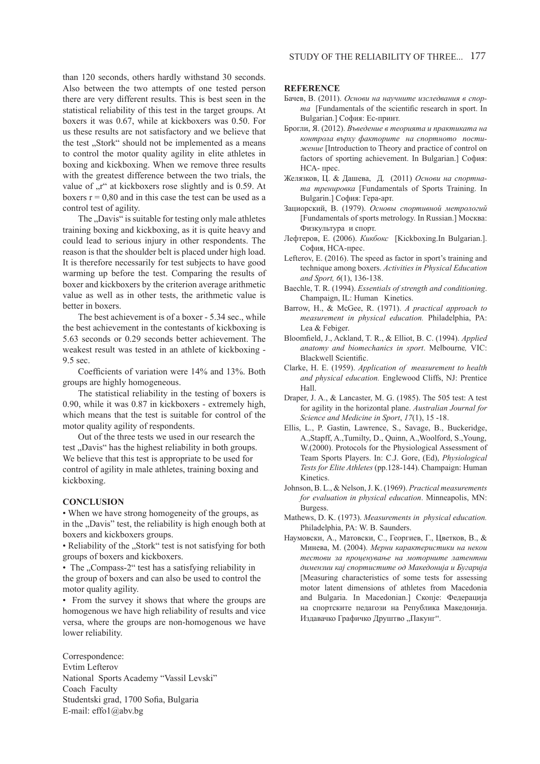than 120 seconds, others hardly withstand 30 seconds. Also between the two attempts of one tested person there are very different results. This is best seen in the statistical reliability of this test in the target groups. At boxers it was 0.67, while at kickboxers was 0.50. For us these results are not satisfactory and we believe that the test „Stork" should not be implemented as a means to control the motor quality agility in elite athletes in boxing and kickboxing. When we remove three results with the greatest difference between the two trials, the value of „r" at kickboxers rose slightly and is 0.59. At boxers r = 0,80 and in this case the test can be used as a control test of agility.

The „Davis" is suitable for testing only male athletes training boxing and kickboxing, as it is quite heavy and could lead to serious injury in other respondents. The reason is that the shoulder belt is placed under high load. It is therefore necessarily for test subjects to have good warming up before the test. Comparing the results of boxer and kickboxers by the criterion average arithmetic value as well as in other tests, the arithmetic value is better in boxers.

The best achievement is of a boxer - 5.34 sec., while the best achievement in the contestants of kickboxing is 5.63 seconds or 0.29 seconds better achievement. The weakest result was tested in an athlete of kickboxing - 9.5 sec.

Coefficients of variation were 14% and 13%. Both groups are highly homogeneous.

The statistical reliability in the testing of boxers is 0.90, while it was 0.87 in kickboxers - extremely high, which means that the test is suitable for control of the motor quality agility of respondents.

Out of the three tests we used in our research the test „Davis" has the highest reliability in both groups. We believe that this test is appropriate to be used for control of agility in male athletes, training boxing and kickboxing.

## CONCLUSION

- When we have strong homogeneity of the groups, as in the „Davis" test, the reliability is high enough both at boxers and kickboxers groups.
- Reliability of the „Stork" test is not satisfying for both groups of boxers and kickboxers.
- The „Compass-2" test has a satisfying reliability in the group of boxers and can also be used to control the motor quality agility.
- From the survey it shows that where the groups are homogenous we have high reliability of results and vice versa, where the groups are non-homogenous we have lower reliability.

Correspondence:
Evtim Lefterov
National Sports Academy "Vassil Levski"
Coach Faculty
Studentski grad, 1700 Sofia, Bulgaria
E-mail: effo1@abv.bg

## REFERENCE

Бачев, В. (2011). *Основи на научните изследвания в спорта* [Fundamentals of the scientific research in sport. In Bulgarian.] София: Ес-принт.

Брогли, Я. (2012). *Въведение в теорията и практиката на контрола върху факторите на спортното постижение* [Introduction to Theory and practice of control on factors of sporting achievement. In Bulgarian.] София: НСА- прес.

Желязков, Ц. & Дашева, Д. (2011) *Основи на спортната тренировка* [Fundamentals of Sports Training. In Bulgarin.] София: Гера-арт.

Зациорский, В. (1979). *Основы спортивной метрологий* [Fundamentals of sports metrology. In Russian.] Москва: Физкультура и спорт.

Лефтеров, Е. (2006). *Кикбокс* [Kickboxing.In Bulgarian.]. София, НСА-прес.

Lefterov, E. (2016). The speed as factor in sport's training and technique among boxers. *Activities in Physical Education and Sport, 6*(1), 136-138.

Baechle, T. R. (1994). *Essentials of strength and conditioning*. Champaign, IL: Human Kinetics.

Barrow, H., & McGee, R. (1971). *A practical approach to measurement in physical education.* Philadelphia, PA: Lea & Febiger.

Bloomfield, J., Ackland, T. R., & Elliot, B. C. (1994). *Applied anatomy and biomechanics in sport*. Melbourne*,* VIC: Blackwell Scientific.

Clarke, H. E. (1959). *Application of measurement to health and physical education.* Englewood Cliffs, NJ: Prentice Hall.

Draper, J. A., & Lancaster, M. G. (1985). The 505 test: A test for agility in the horizontal plane. *Australian Journal for Science and Medicine in Sport*, *17*(1), 15 -18.

Ellis, L., P. Gastin, Lawrence, S., Savage, B., Buckeridge, A.,Stapff, A.,Tumilty, D., Quinn, A.,Woolford, S.,Young, W.(2000). Protocols for the Physiological Assessment of Team Sports Players. In: C.J. Gore, (Ed), *Physiological Tests for Elite Athletes* (pp.128-144). Champaign: Human Kinetics.

Johnson, B. L., & Nelson, J. K. (1969). *Practical measurements for evaluation in physical education*. Minneapolis, MN: Burgess.

Mathews, D. K. (1973). *Measurements in physical education.* Philadelphia, PA: W. B. Saunders.

Наумовски, А., Матовски, С., Георгиев, Г., Цветков, В., & Минева, М. (2004). *Мерни карактеристики на некои тестови за проценување на моторните латентни димензии кај спортистите од Македонија и Бугарија* [Measuring characteristics of some tests for assessing motor latent dimensions of athletes from Macedonia and Bulgaria. In Macedonian.] Скопје: Федерација на спортските педагози на Република Македонија. Издавачко Графичко Друштво „Пакунг".